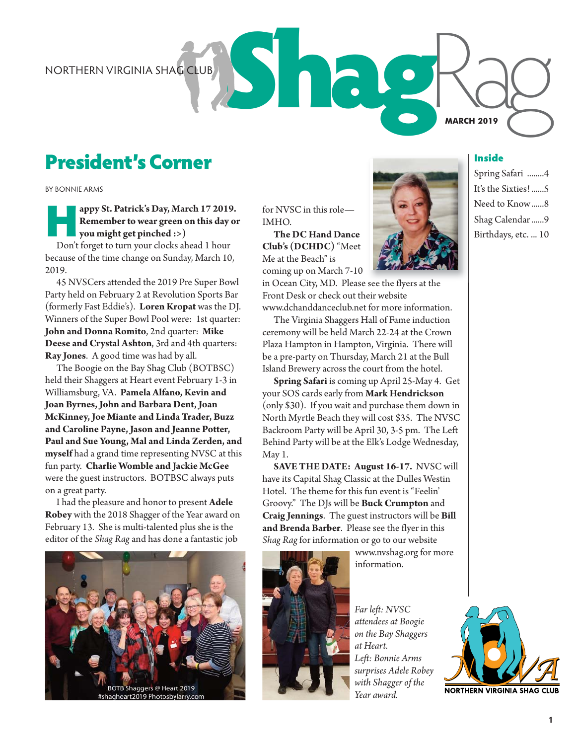NORTHERN VIRGINIA SHAG CLUB

# Shag Rag

MARCH 2019

## Inside

- Spring Safari ........4
- It's the Sixties! ......5
- Need to Know ......8
- Shag Calendar ......9
- Birthdays, etc. ... 10

## President's Corner

BY BONNIE ARMS

**Happy St. Patrick's Day, March 17 2019. Remember to wear green on this day or you might get pinched :>)**

Don't forget to turn your clocks ahead 1 hour because of the time change on Sunday, March 10, 2019.

45 NVSCers attended the 2019 Pre Super Bowl Party held on February 2 at Revolution Sports Bar (formerly Fast Eddie's). **Loren Kropat** was the DJ. Winners of the Super Bowl Pool were: 1st quarter: **John and Donna Romito**, 2nd quarter: **Mike Deese and Crystal Ashton**, 3rd and 4th quarters: **Ray Jones**. A good time was had by all.

The Boogie on the Bay Shag Club (BOTBSC) held their Shaggers at Heart event February 1-3 in Williamsburg, VA. **Pamela Alfano, Kevin and Joan Byrnes, John and Barbara Dent, Joan McKinney, Joe Miante and Linda Trader, Buzz and Caroline Payne, Jason and Jeanne Potter, Paul and Sue Young, Mal and Linda Zerden, and myself** had a grand time representing NVSC at this fun party. **Charlie Womble and Jackie McGee** were the guest instructors. BOTBSC always puts on a great party.

I had the pleasure and honor to present **Adele Robey** with the 2018 Shagger of the Year award on February 13. She is multi-talented plus she is the editor of the *Shag Rag* and has done a fantastic job for NVSC in this role—IMHO.

**The DC Hand Dance Club's (DCHDC)** "Meet Me at the Beach" is coming up on March 7-10 in Ocean City, MD. Please see the flyers at the Front Desk or check out their website www.dchanddanceclub.net for more information.

The Virginia Shaggers Hall of Fame induction ceremony will be held March 22-24 at the Crown Plaza Hampton in Hampton, Virginia. There will be a pre-party on Thursday, March 21 at the Bull Island Brewery across the court from the hotel.

**Spring Safari** is coming up April 25-May 4. Get your SOS cards early from **Mark Hendrickson** (only $30). If you wait and purchase them down in North Myrtle Beach they will cost $35. The NVSC Backroom Party will be April 30, 3-5 pm. The Left Behind Party will be at the Elk's Lodge Wednesday, May 1.

**SAVE THE DATE: August 16-17.** NVSC will have its Capital Shag Classic at the Dulles Westin Hotel. The theme for this fun event is "Feelin' Groovy." The DJs will be **Buck Crumpton** and **Craig Jennings**. The guest instructors will be **Bill and Brenda Barber**. Please see the flyer in this *Shag Rag* for information or go to our website www.nvshag.org for more information.

BOTB Shaggers @ Heart 2019
#shagheart2019 Photosbylarry.com

*Far left: NVSC attendees at Boogie on the Bay Shaggers at Heart.*
*Left: Bonnie Arms surprises Adele Robey with Shagger of the Year award.*

NORTHERN VIRGINIA SHAG CLUB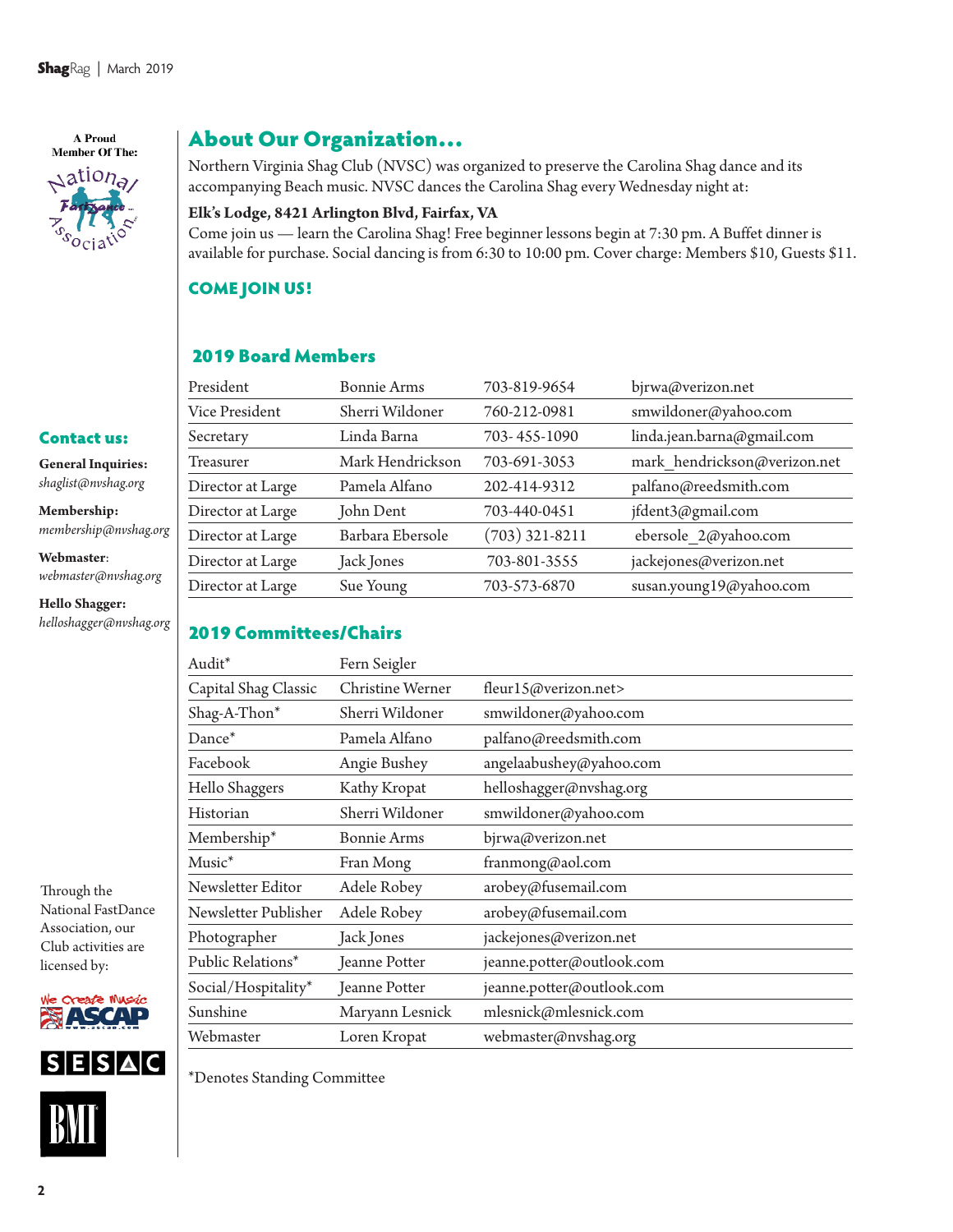A Proud Member Of The: National FastDance Association

## Contact us:

**General Inquiries:**
*shaglist@nvshag.org*

**Membership:**
*membership@nvshag.org*

**Webmaster:**
*webmaster@nvshag.org*

**Hello Shagger:**
*helloshagger@nvshag.org*

Through the National FastDance Association, our Club activities are licensed by: ASCAP, SESAC, BMI

## About Our Organization...

Northern Virginia Shag Club (NVSC) was organized to preserve the Carolina Shag dance and its accompanying Beach music. NVSC dances the Carolina Shag every Wednesday night at:

**Elk's Lodge, 8421 Arlington Blvd, Fairfax, VA**

Come join us — learn the Carolina Shag! Free beginner lessons begin at 7:30 pm. A Buffet dinner is available for purchase. Social dancing is from 6:30 to 10:00 pm. Cover charge: Members $10, Guests $11.

### COME JOIN US!

## 2019 Board Members

| | | | |
|---|---|---|---|
| President | Bonnie Arms | 703-819-9654 | bjrwa@verizon.net |
| Vice President | Sherri Wildoner | 760-212-0981 | smwildoner@yahoo.com |
| Secretary | Linda Barna | 703- 455-1090 | linda.jean.barna@gmail.com |
| Treasurer | Mark Hendrickson | 703-691-3053 | mark_hendrickson@verizon.net |
| Director at Large | Pamela Alfano | 202-414-9312 | palfano@reedsmith.com |
| Director at Large | John Dent | 703-440-0451 | jfdent3@gmail.com |
| Director at Large | Barbara Ebersole | (703) 321-8211 | ebersole_2@yahoo.com |
| Director at Large | Jack Jones | 703-801-3555 | jackejones@verizon.net |
| Director at Large | Sue Young | 703-573-6870 | susan.young19@yahoo.com |

## 2019 Committees/Chairs

| | | |
|---|---|---|
| Audit* | Fern Seigler | |
| Capital Shag Classic | Christine Werner | fleur15@verizon.net> |
| Shag-A-Thon* | Sherri Wildoner | smwildoner@yahoo.com |
| Dance* | Pamela Alfano | palfano@reedsmith.com |
| Facebook | Angie Bushey | angelaabushey@yahoo.com |
| Hello Shaggers | Kathy Kropat | helloshagger@nvshag.org |
| Historian | Sherri Wildoner | smwildoner@yahoo.com |
| Membership* | Bonnie Arms | bjrwa@verizon.net |
| Music* | Fran Mong | franmong@aol.com |
| Newsletter Editor | Adele Robey | arobey@fusemail.com |
| Newsletter Publisher | Adele Robey | arobey@fusemail.com |
| Photographer | Jack Jones | jackejones@verizon.net |
| Public Relations* | Jeanne Potter | jeanne.potter@outlook.com |
| Social/Hospitality* | Jeanne Potter | jeanne.potter@outlook.com |
| Sunshine | Maryann Lesnick | mlesnick@mlesnick.com |
| Webmaster | Loren Kropat | webmaster@nvshag.org |

*Denotes Standing Committee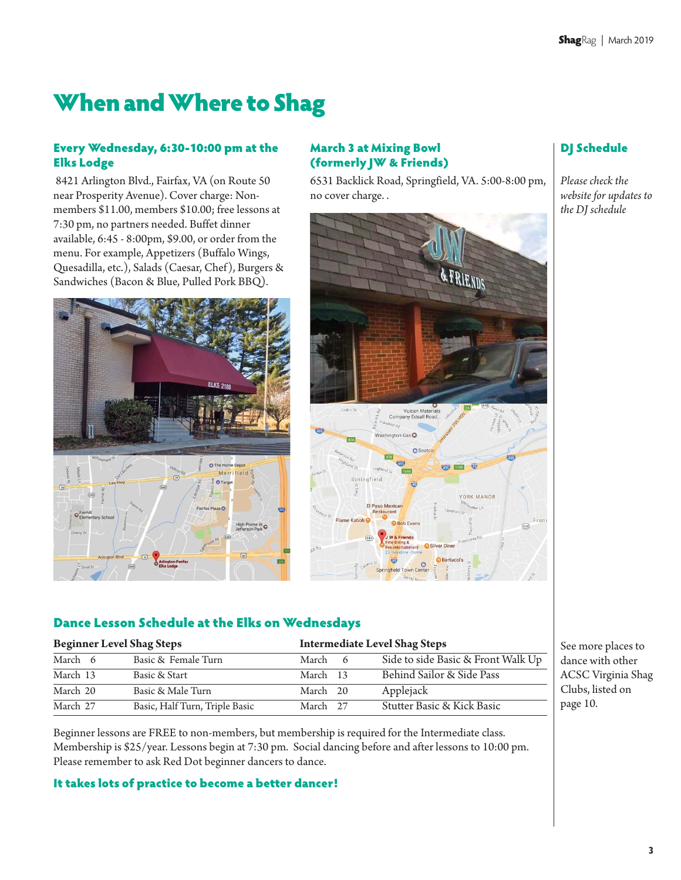# When and Where to Shag

### Every Wednesday, 6:30-10:00 pm at the Elks Lodge

8421 Arlington Blvd., Fairfax, VA (on Route 50 near Prosperity Avenue). Cover charge: Non-members $11.00, members $10.00; free lessons at 7:30 pm, no partners needed. Buffet dinner available, 6:45 - 8:00pm, $9.00, or order from the menu. For example, Appetizers (Buffalo Wings, Quesadilla, etc.), Salads (Caesar, Chef), Burgers & Sandwiches (Bacon & Blue, Pulled Pork BBQ).

### March 3 at Mixing Bowl (formerly JW & Friends)

6531 Backlick Road, Springfield, VA. 5:00-8:00 pm, no cover charge. .

### DJ Schedule

*Please check the website for updates to the DJ schedule*

### Dance Lesson Schedule at the Elks on Wednesdays

| Beginner Level Shag Steps | | Intermediate Level Shag Steps | |
|---|---|---|---|
| March 6 | Basic & Female Turn | March 6 | Side to side Basic & Front Walk Up |
| March 13 | Basic & Start | March 13 | Behind Sailor & Side Pass |
| March 20 | Basic & Male Turn | March 20 | Applejack |
| March 27 | Basic, Half Turn, Triple Basic | March 27 | Stutter Basic & Kick Basic |

Beginner lessons are FREE to non-members, but membership is required for the Intermediate class. Membership is $25/year. Lessons begin at 7:30 pm. Social dancing before and after lessons to 10:00 pm. Please remember to ask Red Dot beginner dancers to dance.

**It takes lots of practice to become a better dancer!**

See more places to dance with other ACSC Virginia Shag Clubs, listed on page 10.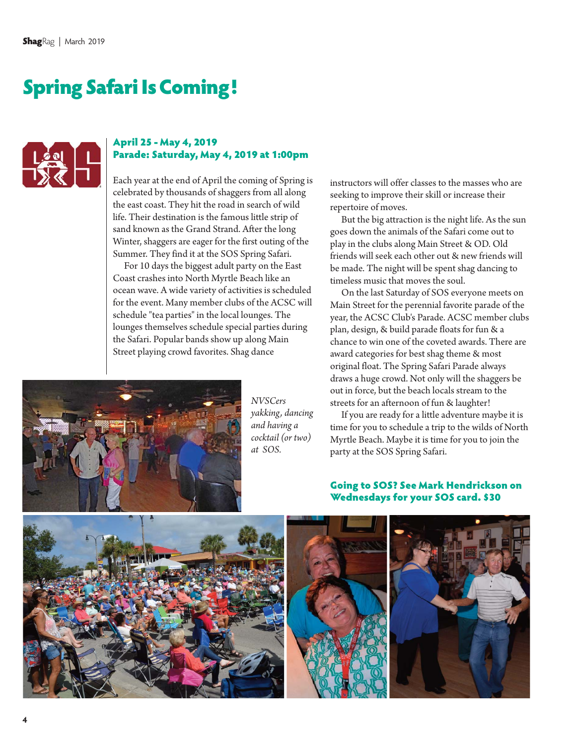# Spring Safari Is Coming!

**April 25 - May 4, 2019**
**Parade: Saturday, May 4, 2019 at 1:00pm**

Each year at the end of April the coming of Spring is celebrated by thousands of shaggers from all along the east coast. They hit the road in search of wild life. Their destination is the famous little strip of sand known as the Grand Strand. After the long Winter, shaggers are eager for the first outing of the Summer. They find it at the SOS Spring Safari.

For 10 days the biggest adult party on the East Coast crashes into North Myrtle Beach like an ocean wave. A wide variety of activities is scheduled for the event. Many member clubs of the ACSC will schedule "tea parties" in the local lounges. The lounges themselves schedule special parties during the Safari. Popular bands show up along Main Street playing crowd favorites. Shag dance instructors will offer classes to the masses who are seeking to improve their skill or increase their repertoire of moves.

But the big attraction is the night life. As the sun goes down the animals of the Safari come out to play in the clubs along Main Street & OD. Old friends will seek each other out & new friends will be made. The night will be spent shag dancing to timeless music that moves the soul.

On the last Saturday of SOS everyone meets on Main Street for the perennial favorite parade of the year, the ACSC Club's Parade. ACSC member clubs plan, design, & build parade floats for fun & a chance to win one of the coveted awards. There are award categories for best shag theme & most original float. The Spring Safari Parade always draws a huge crowd. Not only will the shaggers be out in force, but the beach locals stream to the streets for an afternoon of fun & laughter!

If you are ready for a little adventure maybe it is time for you to schedule a trip to the wilds of North Myrtle Beach. Maybe it is time for you to join the party at the SOS Spring Safari.

*NVSCers yakking, dancing and having a cocktail (or two) at SOS.*

**Going to SOS? See Mark Hendrickson on Wednesdays for your SOS card. $30**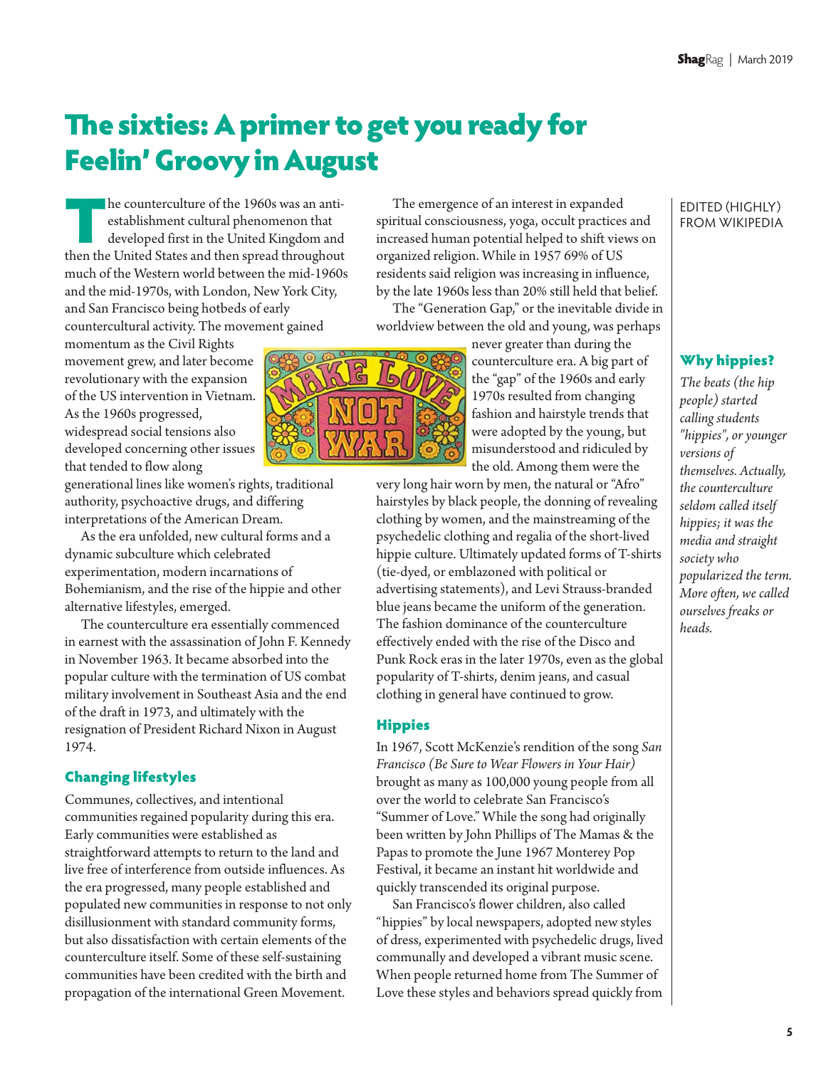# The sixties: A primer to get you ready for Feelin' Groovy in August

The counterculture of the 1960s was an anti-establishment cultural phenomenon that developed first in the United Kingdom and then the United States and then spread throughout much of the Western world between the mid-1960s and the mid-1970s, with London, New York City, and San Francisco being hotbeds of early countercultural activity. The movement gained momentum as the Civil Rights movement grew, and later become revolutionary with the expansion of the US intervention in Vietnam. As the 1960s progressed, widespread social tensions also developed concerning other issues that tended to flow along generational lines like women's rights, traditional authority, psychoactive drugs, and differing interpretations of the American Dream.

As the era unfolded, new cultural forms and a dynamic subculture which celebrated experimentation, modern incarnations of Bohemianism, and the rise of the hippie and other alternative lifestyles, emerged.

The counterculture era essentially commenced in earnest with the assassination of John F. Kennedy in November 1963. It became absorbed into the popular culture with the termination of US combat military involvement in Southeast Asia and the end of the draft in 1973, and ultimately with the resignation of President Richard Nixon in August 1974.

## Changing lifestyles

Communes, collectives, and intentional communities regained popularity during this era. Early communities were established as straightforward attempts to return to the land and live free of interference from outside influences. As the era progressed, many people established and populated new communities in response to not only disillusionment with standard community forms, but also dissatisfaction with certain elements of the counterculture itself. Some of these self-sustaining communities have been credited with the birth and propagation of the international Green Movement.

The emergence of an interest in expanded spiritual consciousness, yoga, occult practices and increased human potential helped to shift views on organized religion. While in 1957 69% of US residents said religion was increasing in influence, by the late 1960s less than 20% still held that belief.

The "Generation Gap," or the inevitable divide in worldview between the old and young, was perhaps never greater than during the counterculture era. A big part of the "gap" of the 1960s and early 1970s resulted from changing fashion and hairstyle trends that were adopted by the young, but misunderstood and ridiculed by the old. Among them were the very long hair worn by men, the natural or "Afro" hairstyles by black people, the donning of revealing clothing by women, and the mainstreaming of the psychedelic clothing and regalia of the short-lived hippie culture. Ultimately updated forms of T-shirts (tie-dyed, or emblazoned with political or advertising statements), and Levi Strauss-branded blue jeans became the uniform of the generation. The fashion dominance of the counterculture effectively ended with the rise of the Disco and Punk Rock eras in the later 1970s, even as the global popularity of T-shirts, denim jeans, and casual clothing in general have continued to grow.

## Hippies

In 1967, Scott McKenzie's rendition of the song *San Francisco (Be Sure to Wear Flowers in Your Hair)* brought as many as 100,000 young people from all over the world to celebrate San Francisco's "Summer of Love." While the song had originally been written by John Phillips of The Mamas & the Papas to promote the June 1967 Monterey Pop Festival, it became an instant hit worldwide and quickly transcended its original purpose.

San Francisco's flower children, also called "hippies" by local newspapers, adopted new styles of dress, experimented with psychedelic drugs, lived communally and developed a vibrant music scene. When people returned home from The Summer of Love these styles and behaviors spread quickly from

EDITED (HIGHLY) FROM WIKIPEDIA

### Why hippies?

*The beats (the hip people) started calling students "hippies", or younger versions of themselves. Actually, the counterculture seldom called itself hippies; it was the media and straight society who popularized the term. More often, we called ourselves freaks or heads.*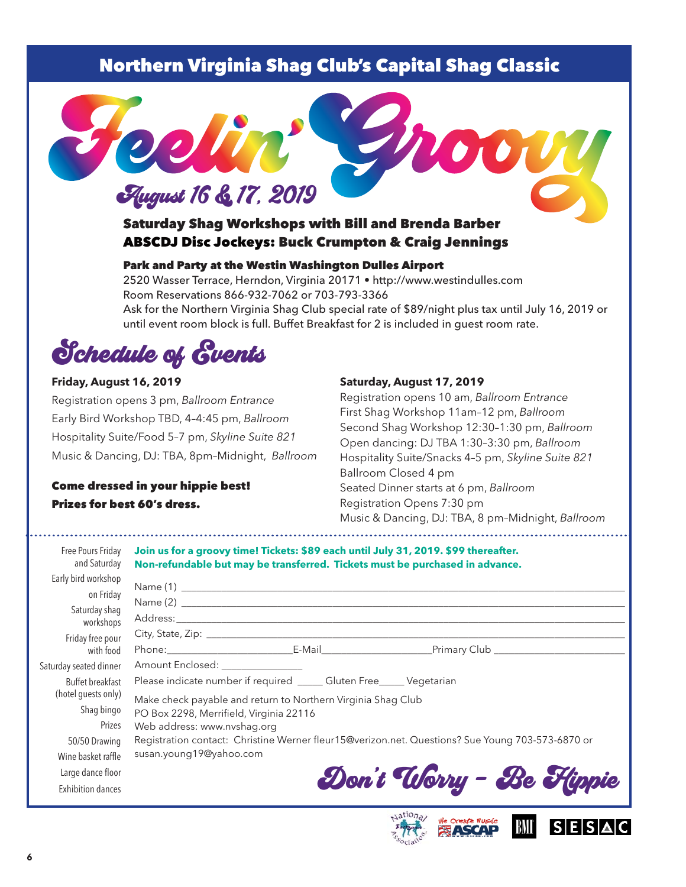# Northern Virginia Shag Club's Capital Shag Classic

# Feelin' Groovy

## August 16 & 17, 2019

**Saturday Shag Workshops with Bill and Brenda Barber**
**ABSCDJ Disc Jockeys: Buck Crumpton & Craig Jennings**

**Park and Party at the Westin Washington Dulles Airport**
2520 Wasser Terrace, Herndon, Virginia 20171 • http://www.westindulles.com
Room Reservations 866-932-7062 or 703-793-3366
Ask for the Northern Virginia Shag Club special rate of $89/night plus tax until July 16, 2019 or until event room block is full. Buffet Breakfast for 2 is included in guest room rate.

## Schedule of Events

**Friday, August 16, 2019**

Registration opens 3 pm, *Ballroom Entrance*
Early Bird Workshop TBD, 4–4:45 pm, *Ballroom*
Hospitality Suite/Food 5–7 pm, *Skyline Suite 821*
Music & Dancing, DJ: TBA, 8pm–Midnight, *Ballroom*

**Come dressed in your hippie best!**
**Prizes for best 60's dress.**

**Saturday, August 17, 2019**

Registration opens 10 am, *Ballroom Entrance*
First Shag Workshop 11am–12 pm, *Ballroom*
Second Shag Workshop 12:30–1:30 pm, *Ballroom*
Open dancing: DJ TBA 1:30–3:30 pm, *Ballroom*
Hospitality Suite/Snacks 4–5 pm, *Skyline Suite 821*
Ballroom Closed 4 pm
Seated Dinner starts at 6 pm, *Ballroom*
Registration Opens 7:30 pm
Music & Dancing, DJ: TBA, 8 pm–Midnight, *Ballroom*

---

Free Pours Friday and Saturday
Early bird workshop on Friday
Saturday shag workshops
Friday free pour with food
Saturday seated dinner
Buffet breakfast (hotel guests only)
Shag bingo
Prizes
50/50 Drawing
Wine basket raffle
Large dance floor
Exhibition dances

**Join us for a groovy time! Tickets: $89 each until July 31, 2019. $99 thereafter. Non-refundable but may be transferred. Tickets must be purchased in advance.**

Name (1) ______________________________
Name (2) ______________________________
Address: ______________________________
City, State, Zip: ______________________________
Phone: ____________ E-Mail ____________ Primary Club ____________
Amount Enclosed: ____________
Please indicate number if required _____ Gluten Free_____ Vegetarian

Make check payable and return to Northern Virginia Shag Club
PO Box 2298, Merrifield, Virginia 22116
Web address: www.nvshag.org
Registration contact: Christine Werner fleur15@verizon.net. Questions? Sue Young 703-573-6870 or susan.young19@yahoo.com

**Don't Worry – Be Hippie**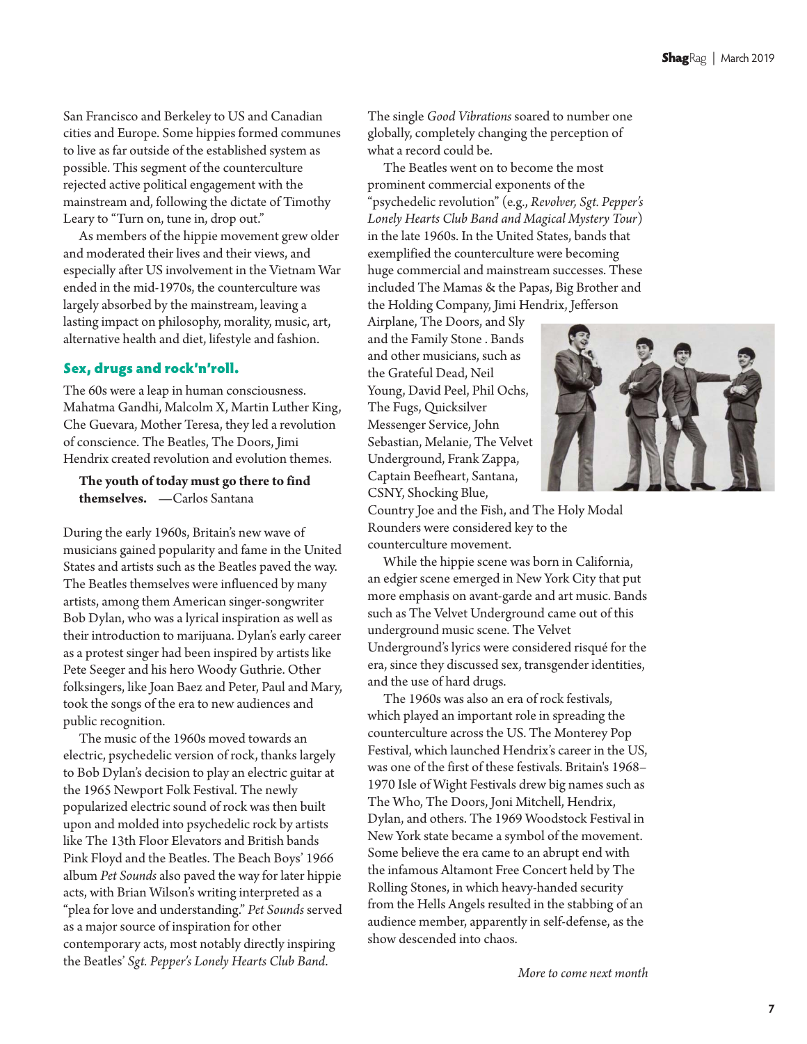San Francisco and Berkeley to US and Canadian cities and Europe. Some hippies formed communes to live as far outside of the established system as possible. This segment of the counterculture rejected active political engagement with the mainstream and, following the dictate of Timothy Leary to "Turn on, tune in, drop out."

As members of the hippie movement grew older and moderated their lives and their views, and especially after US involvement in the Vietnam War ended in the mid-1970s, the counterculture was largely absorbed by the mainstream, leaving a lasting impact on philosophy, morality, music, art, alternative health and diet, lifestyle and fashion.

## Sex, drugs and rock'n'roll.

The 60s were a leap in human consciousness. Mahatma Gandhi, Malcolm X, Martin Luther King, Che Guevara, Mother Teresa, they led a revolution of conscience. The Beatles, The Doors, Jimi Hendrix created revolution and evolution themes.

> **The youth of today must go there to find themselves.** —Carlos Santana

During the early 1960s, Britain's new wave of musicians gained popularity and fame in the United States and artists such as the Beatles paved the way. The Beatles themselves were influenced by many artists, among them American singer-songwriter Bob Dylan, who was a lyrical inspiration as well as their introduction to marijuana. Dylan's early career as a protest singer had been inspired by artists like Pete Seeger and his hero Woody Guthrie. Other folksingers, like Joan Baez and Peter, Paul and Mary, took the songs of the era to new audiences and public recognition.

The music of the 1960s moved towards an electric, psychedelic version of rock, thanks largely to Bob Dylan's decision to play an electric guitar at the 1965 Newport Folk Festival. The newly popularized electric sound of rock was then built upon and molded into psychedelic rock by artists like The 13th Floor Elevators and British bands Pink Floyd and the Beatles. The Beach Boys' 1966 album *Pet Sounds* also paved the way for later hippie acts, with Brian Wilson's writing interpreted as a "plea for love and understanding." *Pet Sounds* served as a major source of inspiration for other contemporary acts, most notably directly inspiring the Beatles' *Sgt. Pepper's Lonely Hearts Club Band*. The single *Good Vibrations* soared to number one globally, completely changing the perception of what a record could be.

The Beatles went on to become the most prominent commercial exponents of the "psychedelic revolution" (e.g., *Revolver, Sgt. Pepper's Lonely Hearts Club Band and Magical Mystery Tour*) in the late 1960s. In the United States, bands that exemplified the counterculture were becoming huge commercial and mainstream successes. These included The Mamas & the Papas, Big Brother and the Holding Company, Jimi Hendrix, Jefferson Airplane, The Doors, and Sly and the Family Stone . Bands and other musicians, such as the Grateful Dead, Neil Young, David Peel, Phil Ochs, The Fugs, Quicksilver Messenger Service, John Sebastian, Melanie, The Velvet Underground, Frank Zappa, Captain Beefheart, Santana, CSNY, Shocking Blue, Country Joe and the Fish, and The Holy Modal Rounders were considered key to the counterculture movement.

While the hippie scene was born in California, an edgier scene emerged in New York City that put more emphasis on avant-garde and art music. Bands such as The Velvet Underground came out of this underground music scene. The Velvet Underground's lyrics were considered risqué for the era, since they discussed sex, transgender identities, and the use of hard drugs.

The 1960s was also an era of rock festivals, which played an important role in spreading the counterculture across the US. The Monterey Pop Festival, which launched Hendrix's career in the US, was one of the first of these festivals. Britain's 1968–1970 Isle of Wight Festivals drew big names such as The Who, The Doors, Joni Mitchell, Hendrix, Dylan, and others. The 1969 Woodstock Festival in New York state became a symbol of the movement. Some believe the era came to an abrupt end with the infamous Altamont Free Concert held by The Rolling Stones, in which heavy-handed security from the Hells Angels resulted in the stabbing of an audience member, apparently in self-defense, as the show descended into chaos.

*More to come next month*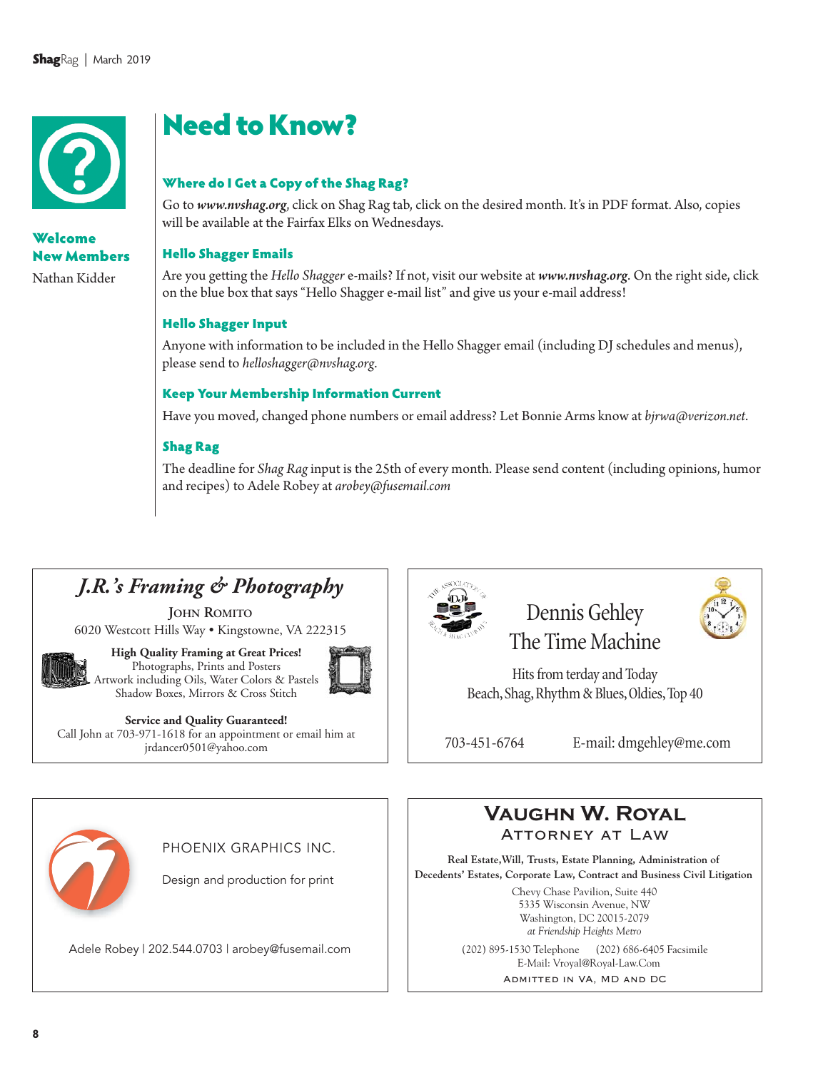## Welcome New Members

Nathan Kidder

# Need to Know?

### Where do I Get a Copy of the Shag Rag?

Go to ***www.nvshag.org***, click on Shag Rag tab, click on the desired month. It's in PDF format. Also, copies will be available at the Fairfax Elks on Wednesdays.

### Hello Shagger Emails

Are you getting the *Hello Shagger* e-mails? If not, visit our website at ***www.nvshag.org***. On the right side, click on the blue box that says "Hello Shagger e-mail list" and give us your e-mail address!

### Hello Shagger Input

Anyone with information to be included in the Hello Shagger email (including DJ schedules and menus), please send to *helloshagger@nvshag.org*.

### Keep Your Membership Information Current

Have you moved, changed phone numbers or email address? Let Bonnie Arms know at *bjrwa@verizon.net*.

### Shag Rag

The deadline for *Shag Rag* input is the 25th of every month. Please send content (including opinions, humor and recipes) to Adele Robey at *arobey@fusemail.com*

---

## *J.R.'s Framing & Photography*

John Romito
6020 Westcott Hills Way • Kingstowne, VA 222315

**High Quality Framing at Great Prices!**
Photographs, Prints and Posters
Artwork including Oils, Water Colors & Pastels
Shadow Boxes, Mirrors & Cross Stitch

**Service and Quality Guaranteed!**
Call John at 703-971-1618 for an appointment or email him at jrdancer0501@yahoo.com

---

## Dennis Gehley
## The Time Machine

Hits from terday and Today
Beach, Shag, Rhythm & Blues, Oldies, Top 40

703-451-6764 E-mail: dmgehley@me.com

---

PHOENIX GRAPHICS INC.

Design and production for print

Adele Robey | 202.544.0703 | arobey@fusemail.com

---

## Vaughn W. Royal
### Attorney at Law

**Real Estate, Will, Trusts, Estate Planning, Administration of Decedents' Estates, Corporate Law, Contract and Business Civil Litigation**

Chevy Chase Pavilion, Suite 440
5335 Wisconsin Avenue, NW
Washington, DC 20015-2079
*at Friendship Heights Metro*

(202) 895-1530 Telephone (202) 686-6405 Facsimile
E-Mail: Vroyal@Royal-Law.Com

Admitted in VA, MD and DC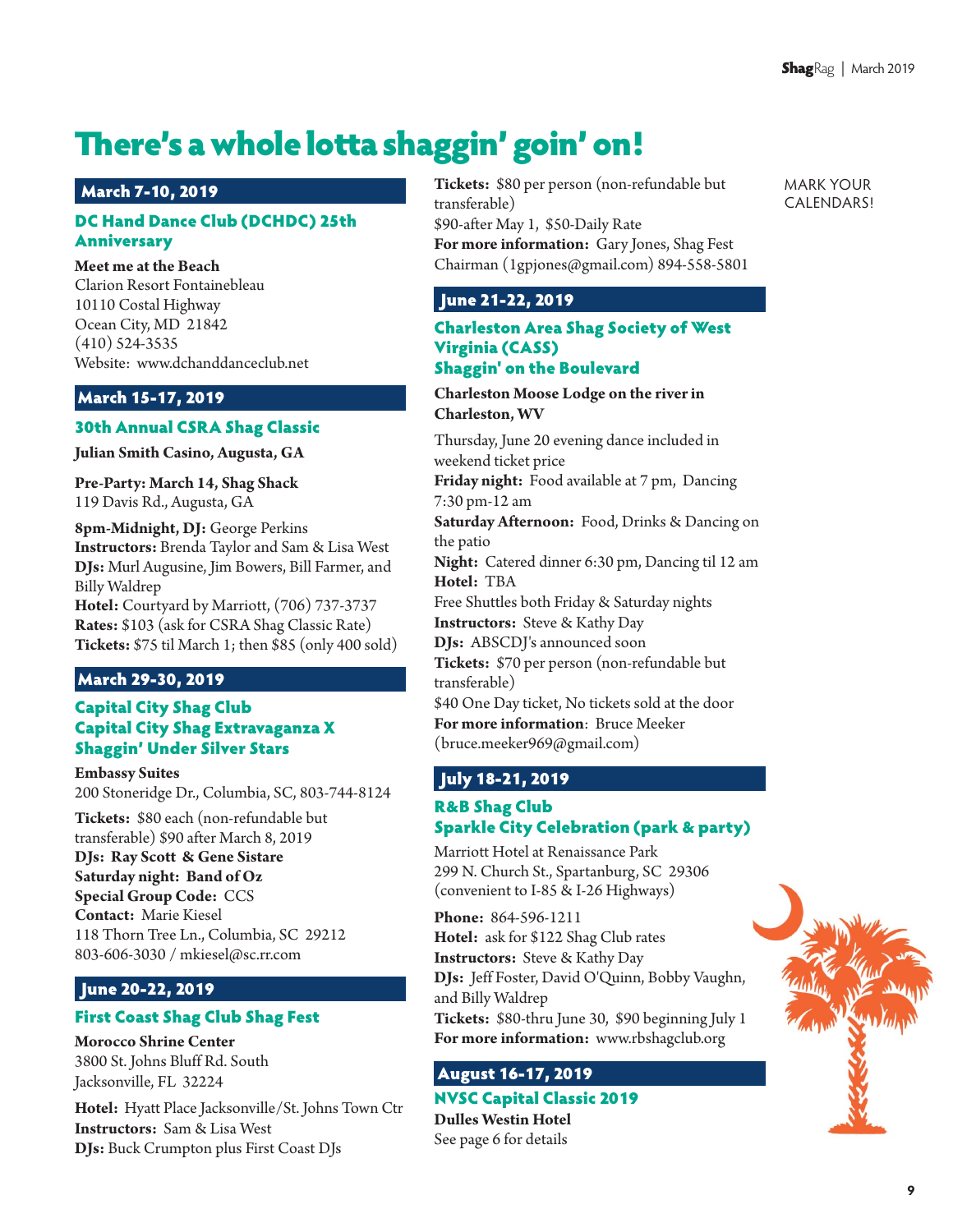// Task: transcribe ShagRag p.9 with structured markdown; omit running header/page number.

# There's a whole lotta shaggin' goin' on!

MARK YOUR CALENDARS!

## March 7-10, 2019

### DC Hand Dance Club (DCHDC) 25th Anniversary

**Meet me at the Beach**
Clarion Resort Fontainebleau
10110 Costal Highway
Ocean City, MD 21842
(410) 524-3535
Website: www.dchanddanceclub.net

## March 15-17, 2019

### 30th Annual CSRA Shag Classic

**Julian Smith Casino, Augusta, GA**

**Pre-Party: March 14, Shag Shack**
119 Davis Rd., Augusta, GA

**8pm-Midnight, DJ:** George Perkins
**Instructors:** Brenda Taylor and Sam & Lisa West
**DJs:** Murl Augusine, Jim Bowers, Bill Farmer, and Billy Waldrep
**Hotel:** Courtyard by Marriott, (706) 737-3737
**Rates:** $103 (ask for CSRA Shag Classic Rate)
**Tickets:** $75 til March 1; then $85 (only 400 sold)

## March 29-30, 2019

### Capital City Shag Club
### Capital City Shag Extravaganza X
### Shaggin' Under Silver Stars

**Embassy Suites**
200 Stoneridge Dr., Columbia, SC, 803-744-8124

**Tickets:** $80 each (non-refundable but transferable) $90 after March 8, 2019
**DJs: Ray Scott & Gene Sistare**
**Saturday night: Band of Oz**
**Special Group Code:** CCS
**Contact:** Marie Kiesel
118 Thorn Tree Ln., Columbia, SC 29212
803-606-3030 / mkiesel@sc.rr.com

## June 20-22, 2019

### First Coast Shag Club Shag Fest

**Morocco Shrine Center**
3800 St. Johns Bluff Rd. South
Jacksonville, FL 32224

**Hotel:** Hyatt Place Jacksonville/St. Johns Town Ctr
**Instructors:** Sam & Lisa West
**DJs:** Buck Crumpton plus First Coast DJs
**Tickets:** $80 per person (non-refundable but transferable)
$90-after May 1, $50-Daily Rate
**For more information:** Gary Jones, Shag Fest Chairman (1gpjones@gmail.com) 894-558-5801

## June 21-22, 2019

### Charleston Area Shag Society of West Virginia (CASS)
### Shaggin' on the Boulevard

**Charleston Moose Lodge on the river in Charleston, WV**

Thursday, June 20 evening dance included in weekend ticket price
**Friday night:** Food available at 7 pm, Dancing 7:30 pm-12 am
**Saturday Afternoon:** Food, Drinks & Dancing on the patio
**Night:** Catered dinner 6:30 pm, Dancing til 12 am
**Hotel:** TBA
Free Shuttles both Friday & Saturday nights
**Instructors:** Steve & Kathy Day
**DJs:** ABSCDJ's announced soon
**Tickets:** $70 per person (non-refundable but transferable)
$40 One Day ticket, No tickets sold at the door
**For more information**: Bruce Meeker (bruce.meeker969@gmail.com)

## July 18-21, 2019

### R&B Shag Club
### Sparkle City Celebration (park & party)

Marriott Hotel at Renaissance Park
299 N. Church St., Spartanburg, SC 29306
(convenient to I-85 & I-26 Highways)

**Phone:** 864-596-1211
**Hotel:** ask for $122 Shag Club rates
**Instructors:** Steve & Kathy Day
**DJs:** Jeff Foster, David O'Quinn, Bobby Vaughn, and Billy Waldrep
**Tickets:** $80-thru June 30, $90 beginning July 1
**For more information:** www.rbshagclub.org

## August 16-17, 2019

### NVSC Capital Classic 2019

**Dulles Westin Hotel**
See page 6 for details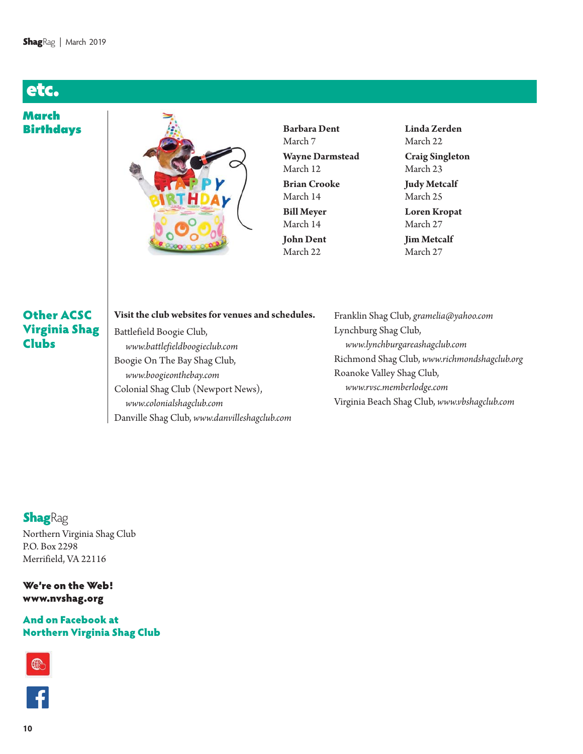# etc.

## March Birthdays

**Barbara Dent**
March 7

**Wayne Darmstead**
March 12

**Brian Crooke**
March 14

**Bill Meyer**
March 14

**John Dent**
March 22

**Linda Zerden**
March 22

**Craig Singleton**
March 23

**Judy Metcalf**
March 25

**Loren Kropat**
March 27

**Jim Metcalf**
March 27

## Other ACSC Virginia Shag Clubs

**Visit the club websites for venues and schedules.**

Battlefield Boogie Club, *www.battlefieldboogieclub.com*

Boogie On The Bay Shag Club, *www.boogieonthebay.com*

Colonial Shag Club (Newport News), *www.colonialshagclub.com*

Danville Shag Club, *www.danvilleshagclub.com*

Franklin Shag Club, *gramelia@yahoo.com*

Lynchburg Shag Club, *www.lynchburgareashagclub.com*

Richmond Shag Club, *www.richmondshagclub.org*

Roanoke Valley Shag Club, *www.rvsc.memberlodge.com*

Virginia Beach Shag Club, *www.vbshagclub.com*

**Shag**Rag

Northern Virginia Shag Club
P.O. Box 2298
Merrifield, VA 22116

**We're on the Web!**
**www.nvshag.org**

**And on Facebook at**
**Northern Virginia Shag Club**